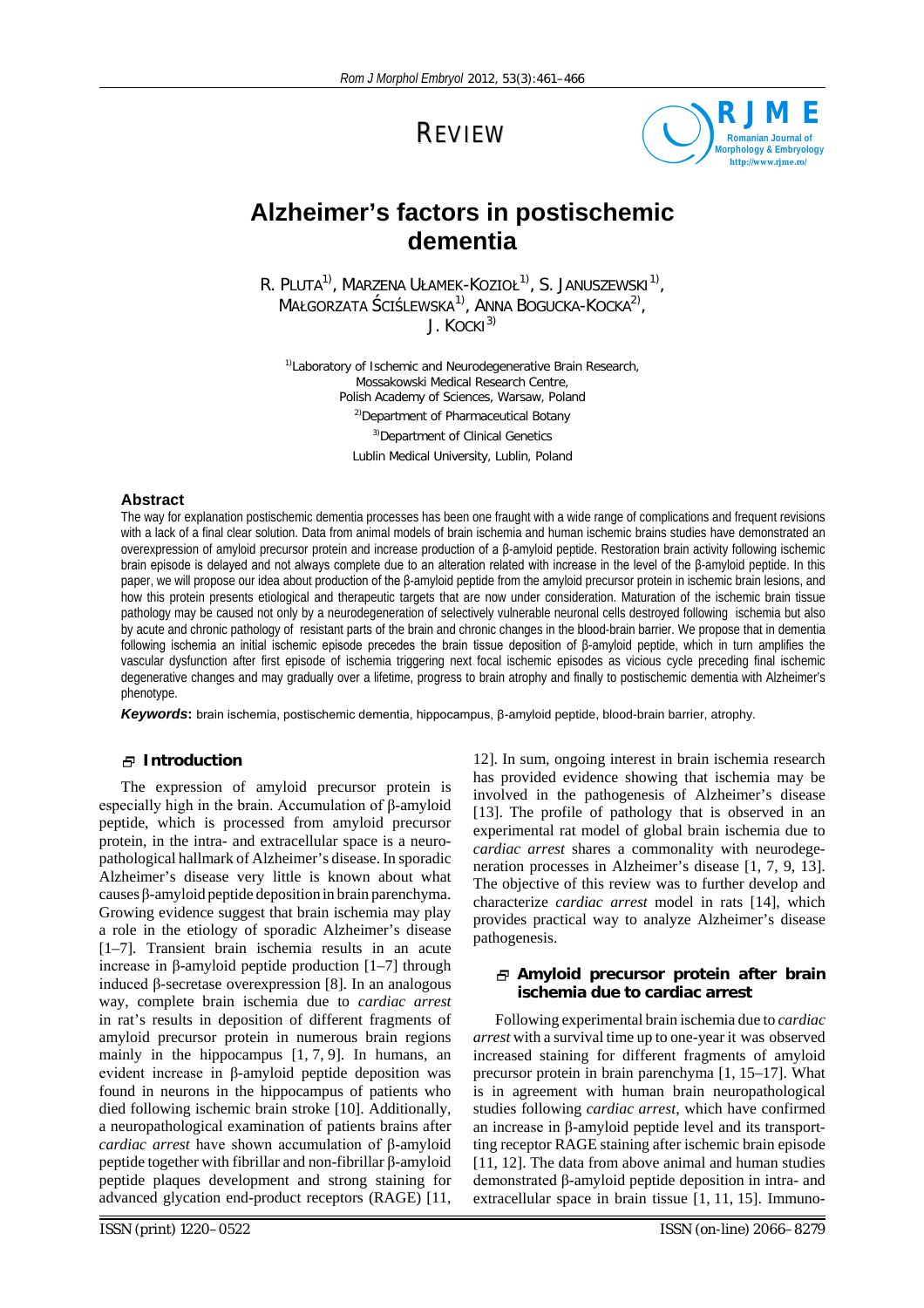REVIEW

# Alzheimer's factors in postischemic dementia

R. PLUTA[1)], MARZENA UŁAMEK-KOZIOŁ[1)], S. JANUSZEWSKI[1)], MAŁGORZATA ŚCIŚLEWSKA[1)], ANNA BOGUCKA-KOCKA[2)], J. KOCKI[3)]

[1)]Laboratory of Ischemic and Neurodegenerative Brain Research, Mossakowski Medical Research Centre, Polish Academy of Sciences, Warsaw, Poland

[2)]Department of Pharmaceutical Botany

[3)]Department of Clinical Genetics

Lublin Medical University, Lublin, Poland

## Abstract

The way for explanation postischemic dementia processes has been one fraught with a wide range of complications and frequent revisions with a lack of a final clear solution. Data from animal models of brain ischemia and human ischemic brains studies have demonstrated an overexpression of amyloid precursor protein and increase production of a β-amyloid peptide. Restoration brain activity following ischemic brain episode is delayed and not always complete due to an alteration related with increase in the level of the β-amyloid peptide. In this paper, we will propose our idea about production of the β-amyloid peptide from the amyloid precursor protein in ischemic brain lesions, and how this protein presents etiological and therapeutic targets that are now under consideration. Maturation of the ischemic brain tissue pathology may be caused not only by a neurodegeneration of selectively vulnerable neuronal cells destroyed following ischemia but also by acute and chronic pathology of resistant parts of the brain and chronic changes in the blood-brain barrier. We propose that in dementia following ischemia an initial ischemic episode precedes the brain tissue deposition of β-amyloid peptide, which in turn amplifies the vascular dysfunction after first episode of ischemia triggering next focal ischemic episodes as vicious cycle preceding final ischemic degenerative changes and may gradually over a lifetime, progress to brain atrophy and finally to postischemic dementia with Alzheimer's phenotype.

***Keywords*:** brain ischemia, postischemic dementia, hippocampus, β-amyloid peptide, blood-brain barrier, atrophy.

## Introduction

The expression of amyloid precursor protein is especially high in the brain. Accumulation of β-amyloid peptide, which is processed from amyloid precursor protein, in the intra- and extracellular space is a neuropathological hallmark of Alzheimer's disease. In sporadic Alzheimer's disease very little is known about what causes β-amyloid peptide deposition in brain parenchyma. Growing evidence suggest that brain ischemia may play a role in the etiology of sporadic Alzheimer's disease [1–7]. Transient brain ischemia results in an acute increase in β-amyloid peptide production [1–7] through induced β-secretase overexpression [8]. In an analogous way, complete brain ischemia due to *cardiac arrest* in rat's results in deposition of different fragments of amyloid precursor protein in numerous brain regions mainly in the hippocampus [1, 7, 9]. In humans, an evident increase in β-amyloid peptide deposition was found in neurons in the hippocampus of patients who died following ischemic brain stroke [10]. Additionally, a neuropathological examination of patients brains after *cardiac arrest* have shown accumulation of β-amyloid peptide together with fibrillar and non-fibrillar β-amyloid peptide plaques development and strong staining for advanced glycation end-product receptors (RAGE) [11, 12]. In sum, ongoing interest in brain ischemia research has provided evidence showing that ischemia may be involved in the pathogenesis of Alzheimer's disease [13]. The profile of pathology that is observed in an experimental rat model of global brain ischemia due to *cardiac arrest* shares a commonality with neurodegeneration processes in Alzheimer's disease [1, 7, 9, 13]. The objective of this review was to further develop and characterize *cardiac arrest* model in rats [14], which provides practical way to analyze Alzheimer's disease pathogenesis.

## Amyloid precursor protein after brain ischemia due to cardiac arrest

Following experimental brain ischemia due to *cardiac arrest* with a survival time up to one-year it was observed increased staining for different fragments of amyloid precursor protein in brain parenchyma [1, 15–17]. What is in agreement with human brain neuropathological studies following *cardiac arrest*, which have confirmed an increase in β-amyloid peptide level and its transporting receptor RAGE staining after ischemic brain episode [11, 12]. The data from above animal and human studies demonstrated β-amyloid peptide deposition in intra- and extracellular space in brain tissue [1, 11, 15]. Immuno-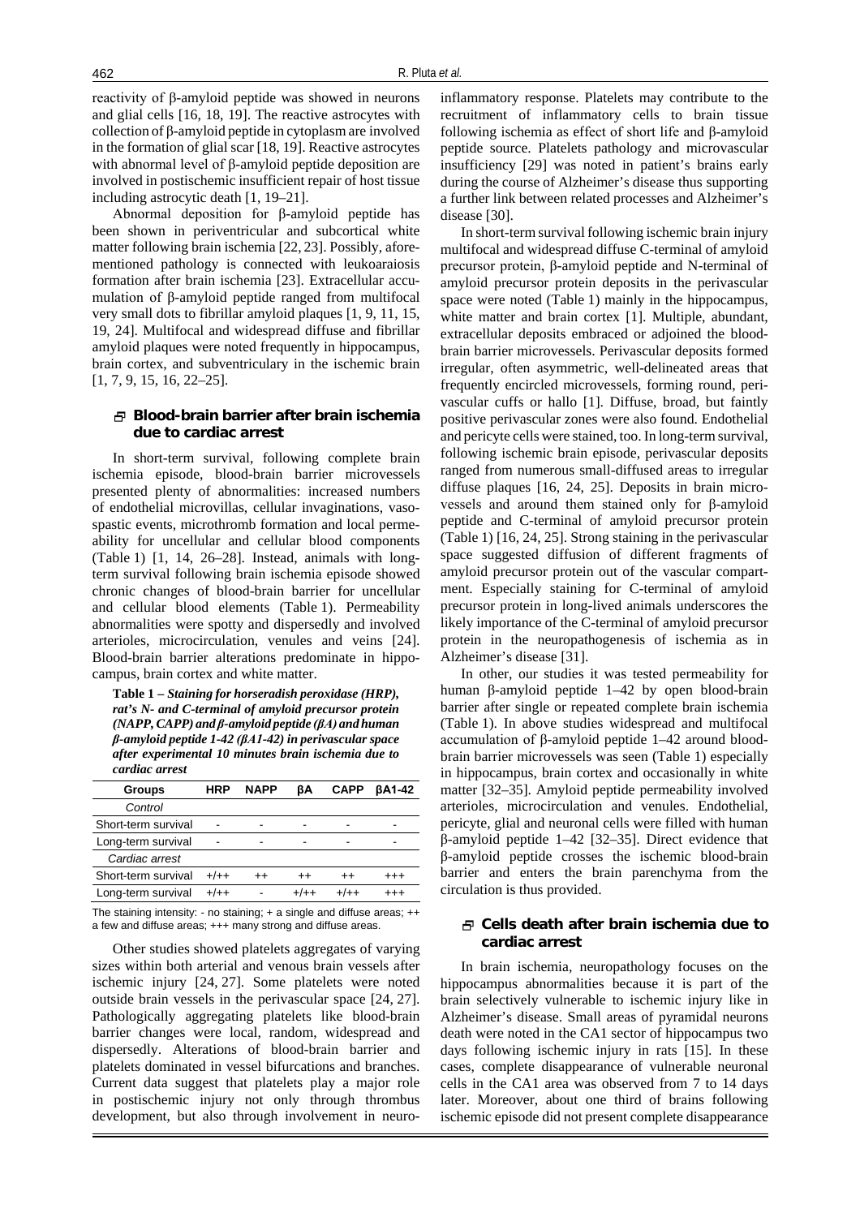reactivity of β-amyloid peptide was showed in neurons and glial cells [16, 18, 19]. The reactive astrocytes with collection of β-amyloid peptide in cytoplasm are involved in the formation of glial scar [18, 19]. Reactive astrocytes with abnormal level of β-amyloid peptide deposition are involved in postischemic insufficient repair of host tissue including astrocytic death [1, 19–21].

Abnormal deposition for β-amyloid peptide has been shown in periventricular and subcortical white matter following brain ischemia [22, 23]. Possibly, aforementioned pathology is connected with leukoaraiosis formation after brain ischemia [23]. Extracellular accumulation of β-amyloid peptide ranged from multifocal very small dots to fibrillar amyloid plaques [1, 9, 11, 15, 19, 24]. Multifocal and widespread diffuse and fibrillar amyloid plaques were noted frequently in hippocampus, brain cortex, and subventriculary in the ischemic brain [1, 7, 9, 15, 16, 22–25].

## Blood-brain barrier after brain ischemia due to cardiac arrest

In short-term survival, following complete brain ischemia episode, blood-brain barrier microvessels presented plenty of abnormalities: increased numbers of endothelial microvillas, cellular invaginations, vasospastic events, microthromb formation and local permeability for uncellular and cellular blood components (Table 1) [1, 14, 26–28]. Instead, animals with long-term survival following brain ischemia episode showed chronic changes of blood-brain barrier for uncellular and cellular blood elements (Table 1). Permeability abnormalities were spotty and dispersedly and involved arterioles, microcirculation, venules and veins [24]. Blood-brain barrier alterations predominate in hippocampus, brain cortex and white matter.

**Table 1 –** ***Staining for horseradish peroxidase (HRP), rat's N- and C-terminal of amyloid precursor protein (NAPP, CAPP) and β-amyloid peptide (βA) and human β-amyloid peptide 1-42 (βA1-42) in perivascular space after experimental 10 minutes brain ischemia due to cardiac arrest***

| Groups | HRP | NAPP | βA | CAPP | βA1-42 |
|---|---|---|---|---|---|
| *Control* | | | | | |
| Short-term survival | - | - | - | - | - |
| Long-term survival | - | - | - | - | - |
| *Cardiac arrest* | | | | | |
| Short-term survival | +/++ | ++ | ++ | ++ | +++ |
| Long-term survival | +/++ | - | +/++ | +/++ | +++ |

The staining intensity: - no staining; + a single and diffuse areas; ++ a few and diffuse areas; +++ many strong and diffuse areas.

Other studies showed platelets aggregates of varying sizes within both arterial and venous brain vessels after ischemic injury [24, 27]. Some platelets were noted outside brain vessels in the perivascular space [24, 27]. Pathologically aggregating platelets like blood-brain barrier changes were local, random, widespread and dispersedly. Alterations of blood-brain barrier and platelets dominated in vessel bifurcations and branches. Current data suggest that platelets play a major role in postischemic injury not only through thrombus development, but also through involvement in neuroinflammatory response. Platelets may contribute to the recruitment of inflammatory cells to brain tissue following ischemia as effect of short life and β-amyloid peptide source. Platelets pathology and microvascular insufficiency [29] was noted in patient's brains early during the course of Alzheimer's disease thus supporting a further link between related processes and Alzheimer's disease [30].

In short-term survival following ischemic brain injury multifocal and widespread diffuse C-terminal of amyloid precursor protein, β-amyloid peptide and N-terminal of amyloid precursor protein deposits in the perivascular space were noted (Table 1) mainly in the hippocampus, white matter and brain cortex [1]. Multiple, abundant, extracellular deposits embraced or adjoined the blood-brain barrier microvessels. Perivascular deposits formed irregular, often asymmetric, well-delineated areas that frequently encircled microvessels, forming round, perivascular cuffs or hallo [1]. Diffuse, broad, but faintly positive perivascular zones were also found. Endothelial and pericyte cells were stained, too. In long-term survival, following ischemic brain episode, perivascular deposits ranged from numerous small-diffused areas to irregular diffuse plaques [16, 24, 25]. Deposits in brain microvessels and around them stained only for β-amyloid peptide and C-terminal of amyloid precursor protein (Table 1) [16, 24, 25]. Strong staining in the perivascular space suggested diffusion of different fragments of amyloid precursor protein out of the vascular compartment. Especially staining for C-terminal of amyloid precursor protein in long-lived animals underscores the likely importance of the C-terminal of amyloid precursor protein in the neuropathogenesis of ischemia as in Alzheimer's disease [31].

In other, our studies it was tested permeability for human β-amyloid peptide 1–42 by open blood-brain barrier after single or repeated complete brain ischemia (Table 1). In above studies widespread and multifocal accumulation of β-amyloid peptide 1–42 around blood-brain barrier microvessels was seen (Table 1) especially in hippocampus, brain cortex and occasionally in white matter [32–35]. Amyloid peptide permeability involved arterioles, microcirculation and venules. Endothelial, pericyte, glial and neuronal cells were filled with human β-amyloid peptide 1–42 [32–35]. Direct evidence that β-amyloid peptide crosses the ischemic blood-brain barrier and enters the brain parenchyma from the circulation is thus provided.

## Cells death after brain ischemia due to cardiac arrest

In brain ischemia, neuropathology focuses on the hippocampus abnormalities because it is part of the brain selectively vulnerable to ischemic injury like in Alzheimer's disease. Small areas of pyramidal neurons death were noted in the CA1 sector of hippocampus two days following ischemic injury in rats [15]. In these cases, complete disappearance of vulnerable neuronal cells in the CA1 area was observed from 7 to 14 days later. Moreover, about one third of brains following ischemic episode did not present complete disappearance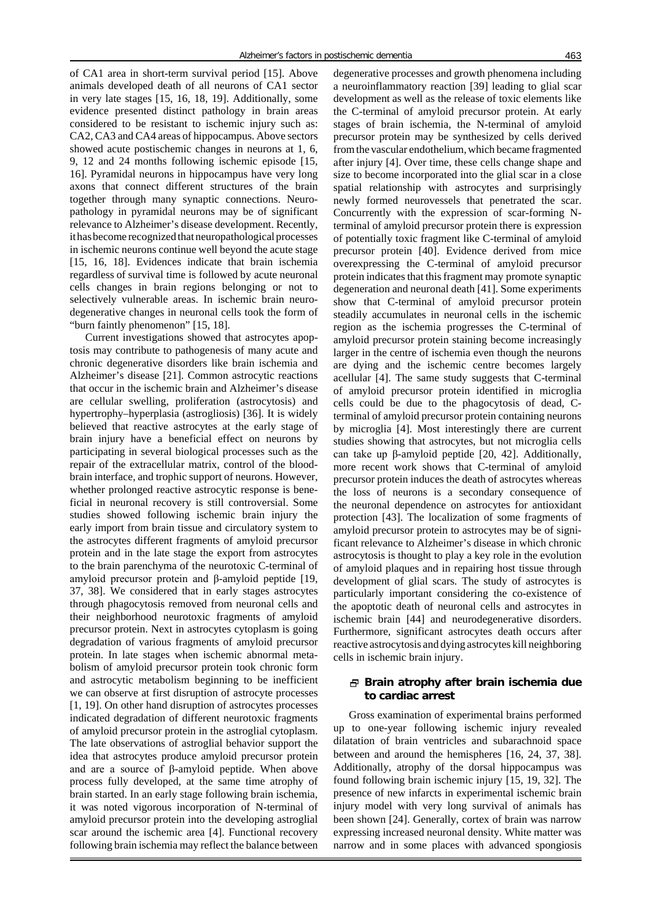of CA1 area in short-term survival period [15]. Above animals developed death of all neurons of CA1 sector in very late stages [15, 16, 18, 19]. Additionally, some evidence presented distinct pathology in brain areas considered to be resistant to ischemic injury such as: CA2, CA3 and CA4 areas of hippocampus. Above sectors showed acute postischemic changes in neurons at 1, 6, 9, 12 and 24 months following ischemic episode [15, 16]. Pyramidal neurons in hippocampus have very long axons that connect different structures of the brain together through many synaptic connections. Neuropathology in pyramidal neurons may be of significant relevance to Alzheimer's disease development. Recently, it has become recognized that neuropathological processes in ischemic neurons continue well beyond the acute stage [15, 16, 18]. Evidences indicate that brain ischemia regardless of survival time is followed by acute neuronal cells changes in brain regions belonging or not to selectively vulnerable areas. In ischemic brain neurodegenerative changes in neuronal cells took the form of "burn faintly phenomenon" [15, 18].

Current investigations showed that astrocytes apoptosis may contribute to pathogenesis of many acute and chronic degenerative disorders like brain ischemia and Alzheimer's disease [21]. Common astrocytic reactions that occur in the ischemic brain and Alzheimer's disease are cellular swelling, proliferation (astrocytosis) and hypertrophy–hyperplasia (astrogliosis) [36]. It is widely believed that reactive astrocytes at the early stage of brain injury have a beneficial effect on neurons by participating in several biological processes such as the repair of the extracellular matrix, control of the blood-brain interface, and trophic support of neurons. However, whether prolonged reactive astrocytic response is beneficial in neuronal recovery is still controversial. Some studies showed following ischemic brain injury the early import from brain tissue and circulatory system to the astrocytes different fragments of amyloid precursor protein and in the late stage the export from astrocytes to the brain parenchyma of the neurotoxic C-terminal of amyloid precursor protein and β-amyloid peptide [19, 37, 38]. We considered that in early stages astrocytes through phagocytosis removed from neuronal cells and their neighborhood neurotoxic fragments of amyloid precursor protein. Next in astrocytes cytoplasm is going degradation of various fragments of amyloid precursor protein. In late stages when ischemic abnormal metabolism of amyloid precursor protein took chronic form and astrocytic metabolism beginning to be inefficient we can observe at first disruption of astrocyte processes [1, 19]. On other hand disruption of astrocytes processes indicated degradation of different neurotoxic fragments of amyloid precursor protein in the astroglial cytoplasm. The late observations of astroglial behavior support the idea that astrocytes produce amyloid precursor protein and are a source of β-amyloid peptide. When above process fully developed, at the same time atrophy of brain started. In an early stage following brain ischemia, it was noted vigorous incorporation of N-terminal of amyloid precursor protein into the developing astroglial scar around the ischemic area [4]. Functional recovery following brain ischemia may reflect the balance between degenerative processes and growth phenomena including a neuroinflammatory reaction [39] leading to glial scar development as well as the release of toxic elements like the C-terminal of amyloid precursor protein. At early stages of brain ischemia, the N-terminal of amyloid precursor protein may be synthesized by cells derived from the vascular endothelium, which became fragmented after injury [4]. Over time, these cells change shape and size to become incorporated into the glial scar in a close spatial relationship with astrocytes and surprisingly newly formed neurovessels that penetrated the scar. Concurrently with the expression of scar-forming N-terminal of amyloid precursor protein there is expression of potentially toxic fragment like C-terminal of amyloid precursor protein [40]. Evidence derived from mice overexpressing the C-terminal of amyloid precursor protein indicates that this fragment may promote synaptic degeneration and neuronal death [41]. Some experiments show that C-terminal of amyloid precursor protein steadily accumulates in neuronal cells in the ischemic region as the ischemia progresses the C-terminal of amyloid precursor protein staining become increasingly larger in the centre of ischemia even though the neurons are dying and the ischemic centre becomes largely acellular [4]. The same study suggests that C-terminal of amyloid precursor protein identified in microglia cells could be due to the phagocytosis of dead, C-terminal of amyloid precursor protein containing neurons by microglia [4]. Most interestingly there are current studies showing that astrocytes, but not microglia cells can take up β-amyloid peptide [20, 42]. Additionally, more recent work shows that C-terminal of amyloid precursor protein induces the death of astrocytes whereas the loss of neurons is a secondary consequence of the neuronal dependence on astrocytes for antioxidant protection [43]. The localization of some fragments of amyloid precursor protein to astrocytes may be of significant relevance to Alzheimer's disease in which chronic astrocytosis is thought to play a key role in the evolution of amyloid plaques and in repairing host tissue through development of glial scars. The study of astrocytes is particularly important considering the co-existence of the apoptotic death of neuronal cells and astrocytes in ischemic brain [44] and neurodegenerative disorders. Furthermore, significant astrocytes death occurs after reactive astrocytosis and dying astrocytes kill neighboring cells in ischemic brain injury.

## Brain atrophy after brain ischemia due to cardiac arrest

Gross examination of experimental brains performed up to one-year following ischemic injury revealed dilatation of brain ventricles and subarachnoid space between and around the hemispheres [16, 24, 37, 38]. Additionally, atrophy of the dorsal hippocampus was found following brain ischemic injury [15, 19, 32]. The presence of new infarcts in experimental ischemic brain injury model with very long survival of animals has been shown [24]. Generally, cortex of brain was narrow expressing increased neuronal density. White matter was narrow and in some places with advanced spongiosis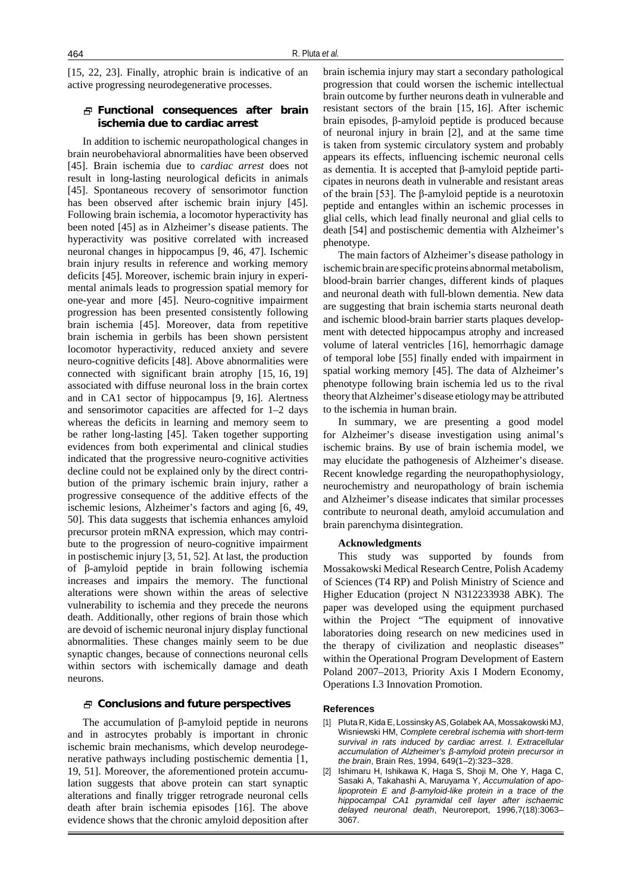[15, 22, 23]. Finally, atrophic brain is indicative of an active progressing neurodegenerative processes.

## Functional consequences after brain ischemia due to cardiac arrest

In addition to ischemic neuropathological changes in brain neurobehavioral abnormalities have been observed [45]. Brain ischemia due to *cardiac arrest* does not result in long-lasting neurological deficits in animals [45]. Spontaneous recovery of sensorimotor function has been observed after ischemic brain injury [45]. Following brain ischemia, a locomotor hyperactivity has been noted [45] as in Alzheimer's disease patients. The hyperactivity was positive correlated with increased neuronal changes in hippocampus [9, 46, 47]. Ischemic brain injury results in reference and working memory deficits [45]. Moreover, ischemic brain injury in experimental animals leads to progression spatial memory for one-year and more [45]. Neuro-cognitive impairment progression has been presented consistently following brain ischemia [45]. Moreover, data from repetitive brain ischemia in gerbils has been shown persistent locomotor hyperactivity, reduced anxiety and severe neuro-cognitive deficits [48]. Above abnormalities were connected with significant brain atrophy [15, 16, 19] associated with diffuse neuronal loss in the brain cortex and in CA1 sector of hippocampus [9, 16]. Alertness and sensorimotor capacities are affected for 1–2 days whereas the deficits in learning and memory seem to be rather long-lasting [45]. Taken together supporting evidences from both experimental and clinical studies indicated that the progressive neuro-cognitive activities decline could not be explained only by the direct contribution of the primary ischemic brain injury, rather a progressive consequence of the additive effects of the ischemic lesions, Alzheimer's factors and aging [6, 49, 50]. This data suggests that ischemia enhances amyloid precursor protein mRNA expression, which may contribute to the progression of neuro-cognitive impairment in postischemic injury [3, 51, 52]. At last, the production of β-amyloid peptide in brain following ischemia increases and impairs the memory. The functional alterations were shown within the areas of selective vulnerability to ischemia and they precede the neurons death. Additionally, other regions of brain those which are devoid of ischemic neuronal injury display functional abnormalities. These changes mainly seem to be due synaptic changes, because of connections neuronal cells within sectors with ischemically damage and death neurons.

## Conclusions and future perspectives

The accumulation of β-amyloid peptide in neurons and in astrocytes probably is important in chronic ischemic brain mechanisms, which develop neurodegenerative pathways including postischemic dementia [1, 19, 51]. Moreover, the aforementioned protein accumulation suggests that above protein can start synaptic alterations and finally trigger retrograde neuronal cells death after brain ischemia episodes [16]. The above evidence shows that the chronic amyloid deposition after brain ischemia injury may start a secondary pathological progression that could worsen the ischemic intellectual brain outcome by further neurons death in vulnerable and resistant sectors of the brain [15, 16]. After ischemic brain episodes, β-amyloid peptide is produced because of neuronal injury in brain [2], and at the same time is taken from systemic circulatory system and probably appears its effects, influencing ischemic neuronal cells as dementia. It is accepted that β-amyloid peptide participates in neurons death in vulnerable and resistant areas of the brain [53]. The β-amyloid peptide is a neurotoxin peptide and entangles within an ischemic processes in glial cells, which lead finally neuronal and glial cells to death [54] and postischemic dementia with Alzheimer's phenotype.

The main factors of Alzheimer's disease pathology in ischemic brain are specific proteins abnormal metabolism, blood-brain barrier changes, different kinds of plaques and neuronal death with full-blown dementia. New data are suggesting that brain ischemia starts neuronal death and ischemic blood-brain barrier starts plaques development with detected hippocampus atrophy and increased volume of lateral ventricles [16], hemorrhagic damage of temporal lobe [55] finally ended with impairment in spatial working memory [45]. The data of Alzheimer's phenotype following brain ischemia led us to the rival theory that Alzheimer's disease etiology may be attributed to the ischemia in human brain.

In summary, we are presenting a good model for Alzheimer's disease investigation using animal's ischemic brains. By use of brain ischemia model, we may elucidate the pathogenesis of Alzheimer's disease. Recent knowledge regarding the neuropathophysiology, neurochemistry and neuropathology of brain ischemia and Alzheimer's disease indicates that similar processes contribute to neuronal death, amyloid accumulation and brain parenchyma disintegration.

### Acknowledgments

This study was supported by founds from Mossakowski Medical Research Centre, Polish Academy of Sciences (T4 RP) and Polish Ministry of Science and Higher Education (project N N312233938 ABK). The paper was developed using the equipment purchased within the Project "The equipment of innovative laboratories doing research on new medicines used in the therapy of civilization and neoplastic diseases" within the Operational Program Development of Eastern Poland 2007–2013, Priority Axis I Modern Economy, Operations I.3 Innovation Promotion.

## References

[1] Pluta R, Kida E, Lossinsky AS, Golabek AA, Mossakowski MJ, Wisniewski HM, *Complete cerebral ischemia with short-term survival in rats induced by cardiac arrest. I. Extracellular accumulation of Alzheimer's β-amyloid protein precursor in the brain*, Brain Res, 1994, 649(1–2):323–328.

[2] Ishimaru H, Ishikawa K, Haga S, Shoji M, Ohe Y, Haga C, Sasaki A, Takahashi A, Maruyama Y, *Accumulation of apolipoprotein E and β-amyloid-like protein in a trace of the hippocampal CA1 pyramidal cell layer after ischaemic delayed neuronal death*, Neuroreport, 1996,7(18):3063–3067.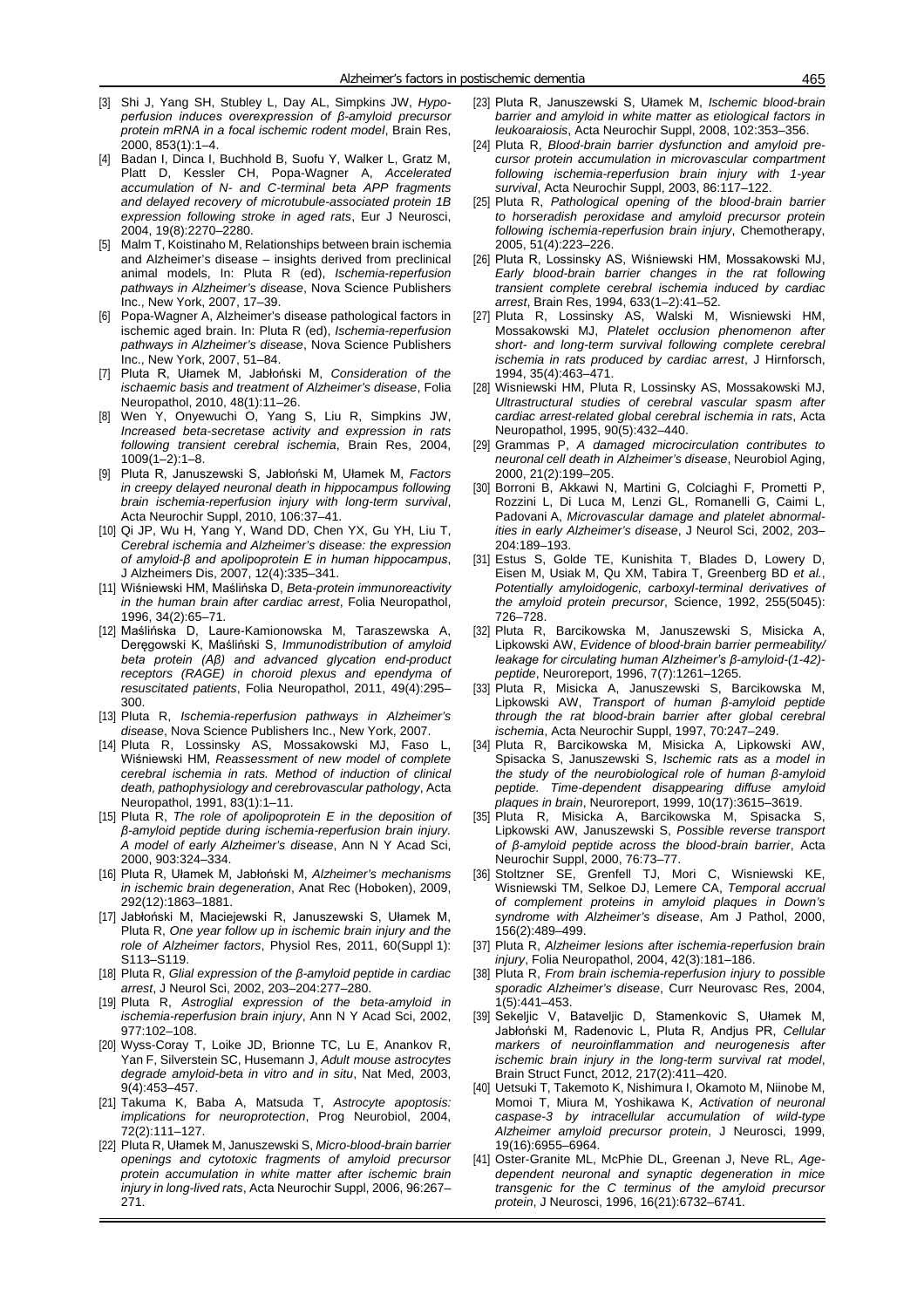[3] Shi J, Yang SH, Stubley L, Day AL, Simpkins JW, *Hypoperfusion induces overexpression of β-amyloid precursor protein mRNA in a focal ischemic rodent model*, Brain Res, 2000, 853(1):1–4.

[4] Badan I, Dinca I, Buchhold B, Suofu Y, Walker L, Gratz M, Platt D, Kessler CH, Popa-Wagner A, *Accelerated accumulation of N- and C-terminal beta APP fragments and delayed recovery of microtubule-associated protein 1B expression following stroke in aged rats*, Eur J Neurosci, 2004, 19(8):2270–2280.

[5] Malm T, Koistinaho M, Relationships between brain ischemia and Alzheimer's disease – insights derived from preclinical animal models, In: Pluta R (ed), *Ischemia-reperfusion pathways in Alzheimer's disease*, Nova Science Publishers Inc., New York, 2007, 17–39.

[6] Popa-Wagner A, Alzheimer's disease pathological factors in ischemic aged brain. In: Pluta R (ed), *Ischemia-reperfusion pathways in Alzheimer's disease*, Nova Science Publishers Inc., New York, 2007, 51–84.

[7] Pluta R, Ułamek M, Jabłoński M, *Consideration of the ischaemic basis and treatment of Alzheimer's disease*, Folia Neuropathol, 2010, 48(1):11–26.

[8] Wen Y, Onyewuchi O, Yang S, Liu R, Simpkins JW, *Increased beta-secretase activity and expression in rats following transient cerebral ischemia*, Brain Res, 2004, 1009(1–2):1–8.

[9] Pluta R, Januszewski S, Jabłoński M, Ułamek M, *Factors in creepy delayed neuronal death in hippocampus following brain ischemia-reperfusion injury with long-term survival*, Acta Neurochir Suppl, 2010, 106:37–41.

[10] Qi JP, Wu H, Yang Y, Wand DD, Chen YX, Gu YH, Liu T, *Cerebral ischemia and Alzheimer's disease: the expression of amyloid-β and apolipoprotein E in human hippocampus*, J Alzheimers Dis, 2007, 12(4):335–341.

[11] Wiśniewski HM, Maślińska D, *Beta-protein immunoreactivity in the human brain after cardiac arrest*, Folia Neuropathol, 1996, 34(2):65–71.

[12] Maślińska D, Laure-Kamionowska M, Taraszewska A, Deręgowski K, Maśliński S, *Immunodistribution of amyloid beta protein (Aβ) and advanced glycation end-product receptors (RAGE) in choroid plexus and ependyma of resuscitated patients*, Folia Neuropathol, 2011, 49(4):295–300.

[13] Pluta R, *Ischemia-reperfusion pathways in Alzheimer's disease*, Nova Science Publishers Inc., New York, 2007.

[14] Pluta R, Lossinsky AS, Mossakowski MJ, Faso L, Wiśniewski HM, *Reassessment of new model of complete cerebral ischemia in rats. Method of induction of clinical death, pathophysiology and cerebrovascular pathology*, Acta Neuropathol, 1991, 83(1):1–11.

[15] Pluta R, *The role of apolipoprotein E in the deposition of β-amyloid peptide during ischemia-reperfusion brain injury. A model of early Alzheimer's disease*, Ann N Y Acad Sci, 2000, 903:324–334.

[16] Pluta R, Ułamek M, Jabłoński M, *Alzheimer's mechanisms in ischemic brain degeneration*, Anat Rec (Hoboken), 2009, 292(12):1863–1881.

[17] Jabłoński M, Maciejewski R, Januszewski S, Ułamek M, Pluta R, *One year follow up in ischemic brain injury and the role of Alzheimer factors*, Physiol Res, 2011, 60(Suppl 1): S113–S119.

[18] Pluta R, *Glial expression of the β-amyloid peptide in cardiac arrest*, J Neurol Sci, 2002, 203–204:277–280.

[19] Pluta R, *Astroglial expression of the beta-amyloid in ischemia-reperfusion brain injury*, Ann N Y Acad Sci, 2002, 977:102–108.

[20] Wyss-Coray T, Loike JD, Brionne TC, Lu E, Anankov R, Yan F, Silverstein SC, Husemann J, *Adult mouse astrocytes degrade amyloid-beta in vitro and in situ*, Nat Med, 2003, 9(4):453–457.

[21] Takuma K, Baba A, Matsuda T, *Astrocyte apoptosis: implications for neuroprotection*, Prog Neurobiol, 2004, 72(2):111–127.

[22] Pluta R, Ułamek M, Januszewski S, *Micro-blood-brain barrier openings and cytotoxic fragments of amyloid precursor protein accumulation in white matter after ischemic brain injury in long-lived rats*, Acta Neurochir Suppl, 2006, 96:267–271.

[23] Pluta R, Januszewski S, Ułamek M, *Ischemic blood-brain barrier and amyloid in white matter as etiological factors in leukoaraiosis*, Acta Neurochir Suppl, 2008, 102:353–356.

[24] Pluta R, *Blood-brain barrier dysfunction and amyloid precursor protein accumulation in microvascular compartment following ischemia-reperfusion brain injury with 1-year survival*, Acta Neurochir Suppl, 2003, 86:117–122.

[25] Pluta R, *Pathological opening of the blood-brain barrier to horseradish peroxidase and amyloid precursor protein following ischemia-reperfusion brain injury*, Chemotherapy, 2005, 51(4):223–226.

[26] Pluta R, Lossinsky AS, Wiśniewski HM, Mossakowski MJ, *Early blood-brain barrier changes in the rat following transient complete cerebral ischemia induced by cardiac arrest*, Brain Res, 1994, 633(1–2):41–52.

[27] Pluta R, Lossinsky AS, Walski M, Wisniewski HM, Mossakowski MJ, *Platelet occlusion phenomenon after short- and long-term survival following complete cerebral ischemia in rats produced by cardiac arrest*, J Hirnforsch, 1994, 35(4):463–471.

[28] Wisniewski HM, Pluta R, Lossinsky AS, Mossakowski MJ, *Ultrastructural studies of cerebral vascular spasm after cardiac arrest-related global cerebral ischemia in rats*, Acta Neuropathol, 1995, 90(5):432–440.

[29] Grammas P, *A damaged microcirculation contributes to neuronal cell death in Alzheimer's disease*, Neurobiol Aging, 2000, 21(2):199–205.

[30] Borroni B, Akkawi N, Martini G, Colciaghi F, Prometti P, Rozzini L, Di Luca M, Lenzi GL, Romanelli G, Caimi L, Padovani A, *Microvascular damage and platelet abnormalities in early Alzheimer's disease*, J Neurol Sci, 2002, 203–204:189–193.

[31] Estus S, Golde TE, Kunishita T, Blades D, Lowery D, Eisen M, Usiak M, Qu XM, Tabira T, Greenberg BD *et al.*, *Potentially amyloidogenic, carboxyl-terminal derivatives of the amyloid protein precursor*, Science, 1992, 255(5045): 726–728.

[32] Pluta R, Barcikowska M, Januszewski S, Misicka A, Lipkowski AW, *Evidence of blood-brain barrier permeability/leakage for circulating human Alzheimer's β-amyloid-(1-42)-peptide*, Neuroreport, 1996, 7(7):1261–1265.

[33] Pluta R, Misicka A, Januszewski S, Barcikowska M, Lipkowski AW, *Transport of human β-amyloid peptide through the rat blood-brain barrier after global cerebral ischemia*, Acta Neurochir Suppl, 1997, 70:247–249.

[34] Pluta R, Barcikowska M, Misicka A, Lipkowski AW, Spisacka S, Januszewski S, *Ischemic rats as a model in the study of the neurobiological role of human β-amyloid peptide. Time-dependent disappearing diffuse amyloid plaques in brain*, Neuroreport, 1999, 10(17):3615–3619.

[35] Pluta R, Misicka A, Barcikowska M, Spisacka S, Lipkowski AW, Januszewski S, *Possible reverse transport of β-amyloid peptide across the blood-brain barrier*, Acta Neurochir Suppl, 2000, 76:73–77.

[36] Stoltzner SE, Grenfell TJ, Mori C, Wisniewski KE, Wisniewski TM, Selkoe DJ, Lemere CA, *Temporal accrual of complement proteins in amyloid plaques in Down's syndrome with Alzheimer's disease*, Am J Pathol, 2000, 156(2):489–499.

[37] Pluta R, *Alzheimer lesions after ischemia-reperfusion brain injury*, Folia Neuropathol, 2004, 42(3):181–186.

[38] Pluta R, *From brain ischemia-reperfusion injury to possible sporadic Alzheimer's disease*, Curr Neurovasc Res, 2004, 1(5):441–453.

[39] Sekeljic V, Bataveljic D, Stamenkovic S, Ułamek M, Jabłoński M, Radenovic L, Pluta R, Andjus PR, *Cellular markers of neuroinflammation and neurogenesis after ischemic brain injury in the long-term survival rat model*, Brain Struct Funct, 2012, 217(2):411–420.

[40] Uetsuki T, Takemoto K, Nishimura I, Okamoto M, Niinobe M, Momoi T, Miura M, Yoshikawa K, *Activation of neuronal caspase-3 by intracellular accumulation of wild-type Alzheimer amyloid precursor protein*, J Neurosci, 1999, 19(16):6955–6964.

[41] Oster-Granite ML, McPhie DL, Greenan J, Neve RL, *Age-dependent neuronal and synaptic degeneration in mice transgenic for the C terminus of the amyloid precursor protein*, J Neurosci, 1996, 16(21):6732–6741.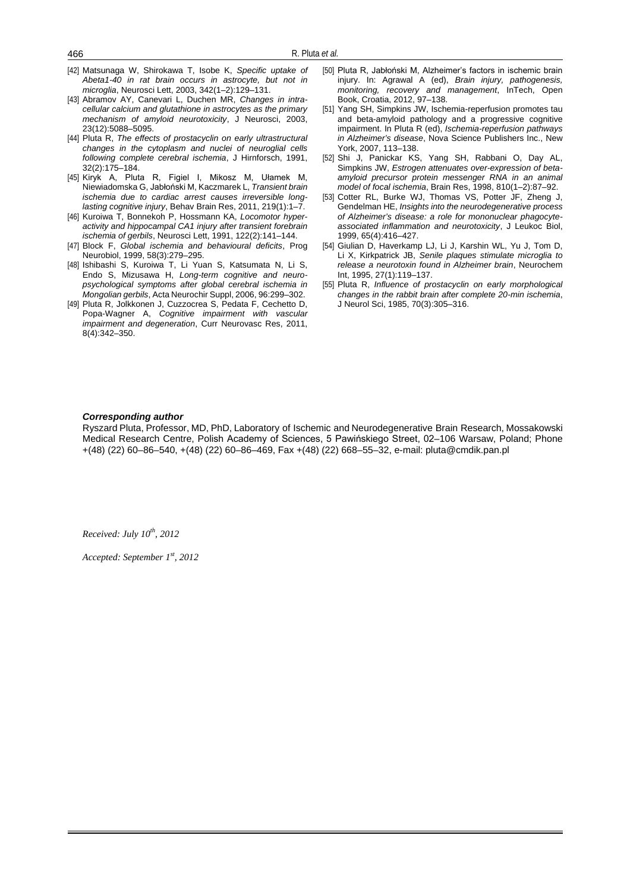[42] Matsunaga W, Shirokawa T, Isobe K, *Specific uptake of Abeta1-40 in rat brain occurs in astrocyte, but not in microglia*, Neurosci Lett, 2003, 342(1–2):129–131.

[43] Abramov AY, Canevari L, Duchen MR, *Changes in intracellular calcium and glutathione in astrocytes as the primary mechanism of amyloid neurotoxicity*, J Neurosci, 2003, 23(12):5088–5095.

[44] Pluta R, *The effects of prostacyclin on early ultrastructural changes in the cytoplasm and nuclei of neuroglial cells following complete cerebral ischemia*, J Hirnforsch, 1991, 32(2):175–184.

[45] Kiryk A, Pluta R, Figiel I, Mikosz M, Ułamek M, Niewiadomska G, Jabłoński M, Kaczmarek L, *Transient brain ischemia due to cardiac arrest causes irreversible long-lasting cognitive injury*, Behav Brain Res, 2011, 219(1):1–7.

[46] Kuroiwa T, Bonnekoh P, Hossmann KA, *Locomotor hyperactivity and hippocampal CA1 injury after transient forebrain ischemia of gerbils*, Neurosci Lett, 1991, 122(2):141–144.

[47] Block F, *Global ischemia and behavioural deficits*, Prog Neurobiol, 1999, 58(3):279–295.

[48] Ishibashi S, Kuroiwa T, Li Yuan S, Katsumata N, Li S, Endo S, Mizusawa H, *Long-term cognitive and neuropsychological symptoms after global cerebral ischemia in Mongolian gerbils*, Acta Neurochir Suppl, 2006, 96:299–302.

[49] Pluta R, Jolkkonen J, Cuzzocrea S, Pedata F, Cechetto D, Popa-Wagner A, *Cognitive impairment with vascular impairment and degeneration*, Curr Neurovasc Res, 2011, 8(4):342–350.

[50] Pluta R, Jabłoński M, Alzheimer's factors in ischemic brain injury. In: Agrawal A (ed), *Brain injury, pathogenesis, monitoring, recovery and management*, InTech, Open Book, Croatia, 2012, 97–138.

[51] Yang SH, Simpkins JW, Ischemia-reperfusion promotes tau and beta-amyloid pathology and a progressive cognitive impairment. In Pluta R (ed), *Ischemia-reperfusion pathways in Alzheimer's disease*, Nova Science Publishers Inc., New York, 2007, 113–138.

[52] Shi J, Panickar KS, Yang SH, Rabbani O, Day AL, Simpkins JW, *Estrogen attenuates over-expression of beta-amyloid precursor protein messenger RNA in an animal model of focal ischemia*, Brain Res, 1998, 810(1–2):87–92.

[53] Cotter RL, Burke WJ, Thomas VS, Potter JF, Zheng J, Gendelman HE, *Insights into the neurodegenerative process of Alzheimer's disease: a role for mononuclear phagocyte-associated inflammation and neurotoxicity*, J Leukoc Biol, 1999, 65(4):416–427.

[54] Giulian D, Haverkamp LJ, Li J, Karshin WL, Yu J, Tom D, Li X, Kirkpatrick JB, *Senile plaques stimulate microglia to release a neurotoxin found in Alzheimer brain*, Neurochem Int, 1995, 27(1):119–137.

[55] Pluta R, *Influence of prostacyclin on early morphological changes in the rabbit brain after complete 20-min ischemia*, J Neurol Sci, 1985, 70(3):305–316.

***Corresponding author***

Ryszard Pluta, Professor, MD, PhD, Laboratory of Ischemic and Neurodegenerative Brain Research, Mossakowski Medical Research Centre, Polish Academy of Sciences, 5 Pawińskiego Street, 02–106 Warsaw, Poland; Phone +(48) (22) 60–86–540, +(48) (22) 60–86–469, Fax +(48) (22) 668–55–32, e-mail: pluta@cmdik.pan.pl

*Received: July 10th, 2012*

*Accepted: September 1st, 2012*